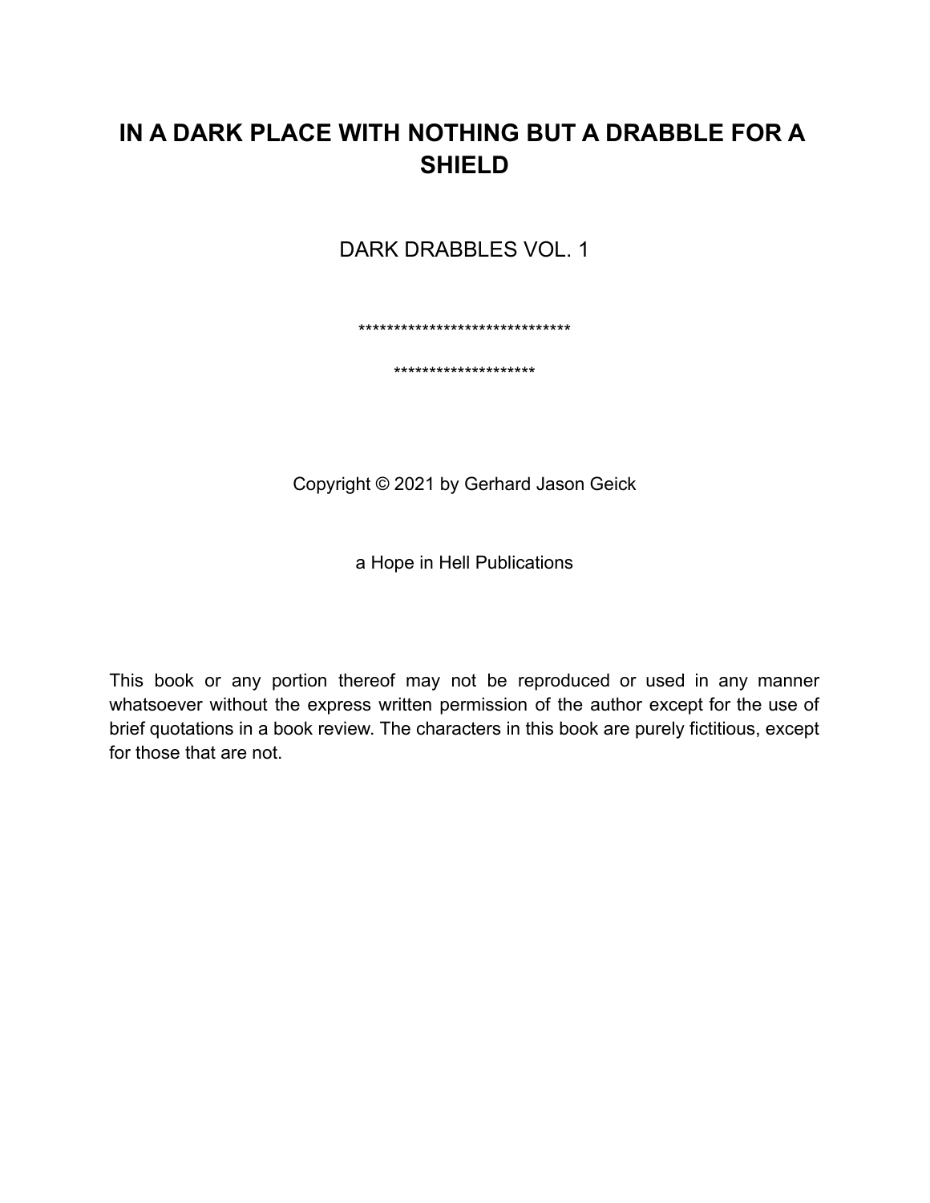# IN A DARK PLACE WITH NOTHING BUT A DRABBLE FOR A SHIELD

DARK DRABBLES VOL. 1

*******************************

********************

Copyright © 2021 by Gerhard Jason Geick

a Hope in Hell Publications

This book or any portion thereof may not be reproduced or used in any manner whatsoever without the express written permission of the author except for the use of brief quotations in a book review. The characters in this book are purely fictitious, except for those that are not.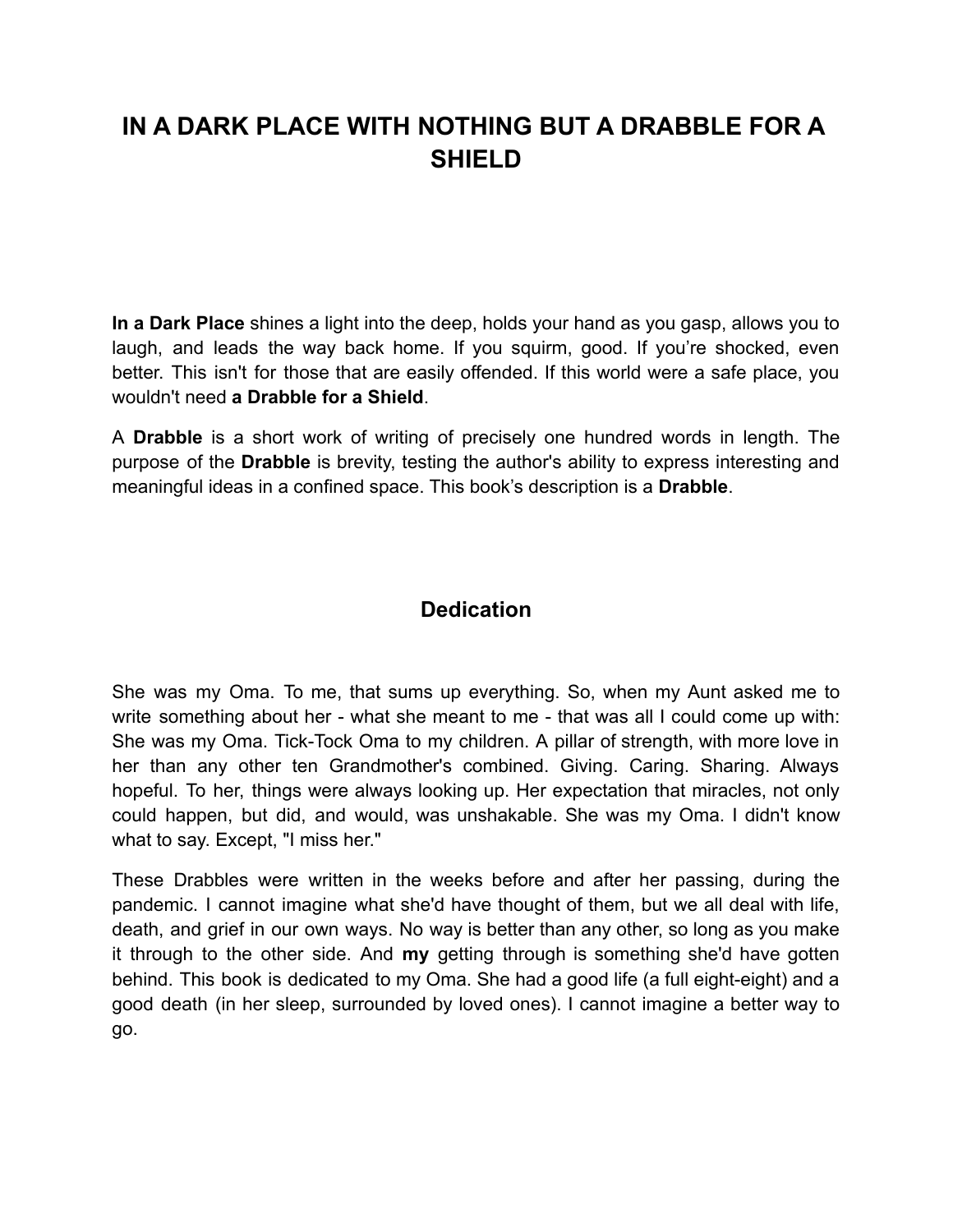# IN A DARK PLACE WITH NOTHING BUT A DRABBLE FOR A SHIELD

**In a Dark Place** shines a light into the deep, holds your hand as you gasp, allows you to laugh, and leads the way back home. If you squirm, good. If you're shocked, even better. This isn't for those that are easily offended. If this world were a safe place, you wouldn't need **a Drabble for a Shield**.

A **Drabble** is a short work of writing of precisely one hundred words in length. The purpose of the **Drabble** is brevity, testing the author's ability to express interesting and meaningful ideas in a confined space. This book's description is a **Drabble**.

## Dedication

She was my Oma. To me, that sums up everything. So, when my Aunt asked me to write something about her - what she meant to me - that was all I could come up with: She was my Oma. Tick-Tock Oma to my children. A pillar of strength, with more love in her than any other ten Grandmother's combined. Giving. Caring. Sharing. Always hopeful. To her, things were always looking up. Her expectation that miracles, not only could happen, but did, and would, was unshakable. She was my Oma. I didn't know what to say. Except, "I miss her."

These Drabbles were written in the weeks before and after her passing, during the pandemic. I cannot imagine what she'd have thought of them, but we all deal with life, death, and grief in our own ways. No way is better than any other, so long as you make it through to the other side. And **my** getting through is something she'd have gotten behind. This book is dedicated to my Oma. She had a good life (a full eight-eight) and a good death (in her sleep, surrounded by loved ones). I cannot imagine a better way to go.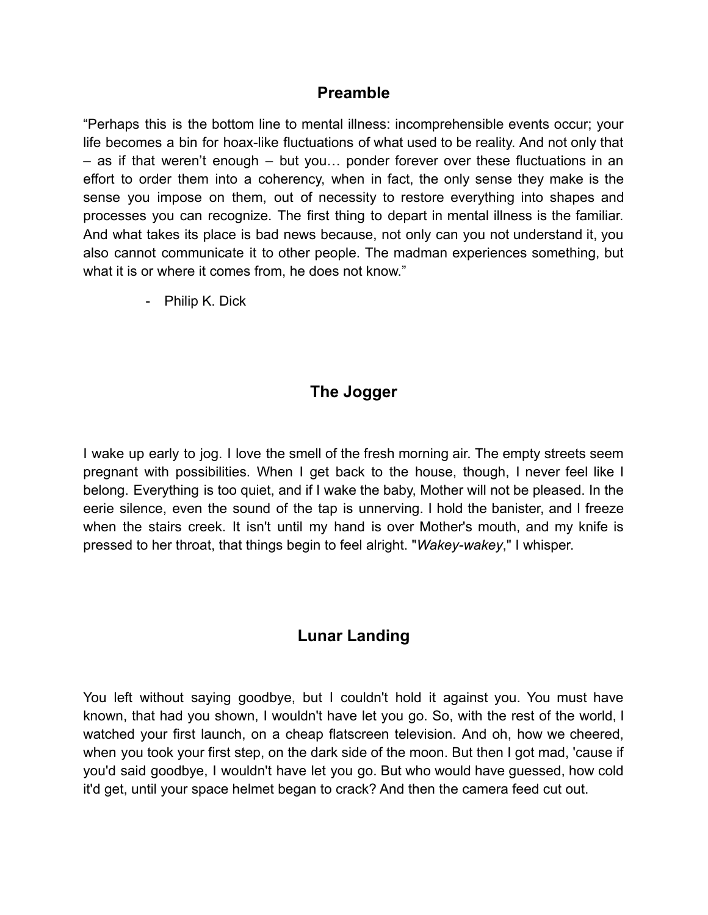## Preamble

"Perhaps this is the bottom line to mental illness: incomprehensible events occur; your life becomes a bin for hoax-like fluctuations of what used to be reality. And not only that – as if that weren't enough – but you… ponder forever over these fluctuations in an effort to order them into a coherency, when in fact, the only sense they make is the sense you impose on them, out of necessity to restore everything into shapes and processes you can recognize. The first thing to depart in mental illness is the familiar. And what takes its place is bad news because, not only can you not understand it, you also cannot communicate it to other people. The madman experiences something, but what it is or where it comes from, he does not know."

- Philip K. Dick

## The Jogger

I wake up early to jog. I love the smell of the fresh morning air. The empty streets seem pregnant with possibilities. When I get back to the house, though, I never feel like I belong. Everything is too quiet, and if I wake the baby, Mother will not be pleased. In the eerie silence, even the sound of the tap is unnerving. I hold the banister, and I freeze when the stairs creek. It isn't until my hand is over Mother's mouth, and my knife is pressed to her throat, that things begin to feel alright. "*Wakey-wakey*," I whisper.

## Lunar Landing

You left without saying goodbye, but I couldn't hold it against you. You must have known, that had you shown, I wouldn't have let you go. So, with the rest of the world, I watched your first launch, on a cheap flatscreen television. And oh, how we cheered, when you took your first step, on the dark side of the moon. But then I got mad, 'cause if you'd said goodbye, I wouldn't have let you go. But who would have guessed, how cold it'd get, until your space helmet began to crack? And then the camera feed cut out.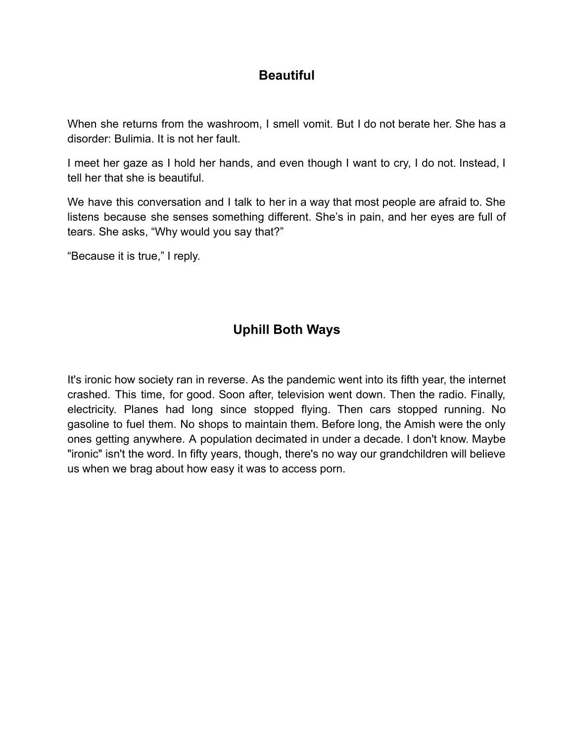## Beautiful

When she returns from the washroom, I smell vomit. But I do not berate her. She has a disorder: Bulimia. It is not her fault.

I meet her gaze as I hold her hands, and even though I want to cry, I do not. Instead, I tell her that she is beautiful.

We have this conversation and I talk to her in a way that most people are afraid to. She listens because she senses something different. She's in pain, and her eyes are full of tears. She asks, "Why would you say that?"

"Because it is true," I reply.

## Uphill Both Ways

It's ironic how society ran in reverse. As the pandemic went into its fifth year, the internet crashed. This time, for good. Soon after, television went down. Then the radio. Finally, electricity. Planes had long since stopped flying. Then cars stopped running. No gasoline to fuel them. No shops to maintain them. Before long, the Amish were the only ones getting anywhere. A population decimated in under a decade. I don't know. Maybe "ironic" isn't the word. In fifty years, though, there's no way our grandchildren will believe us when we brag about how easy it was to access porn.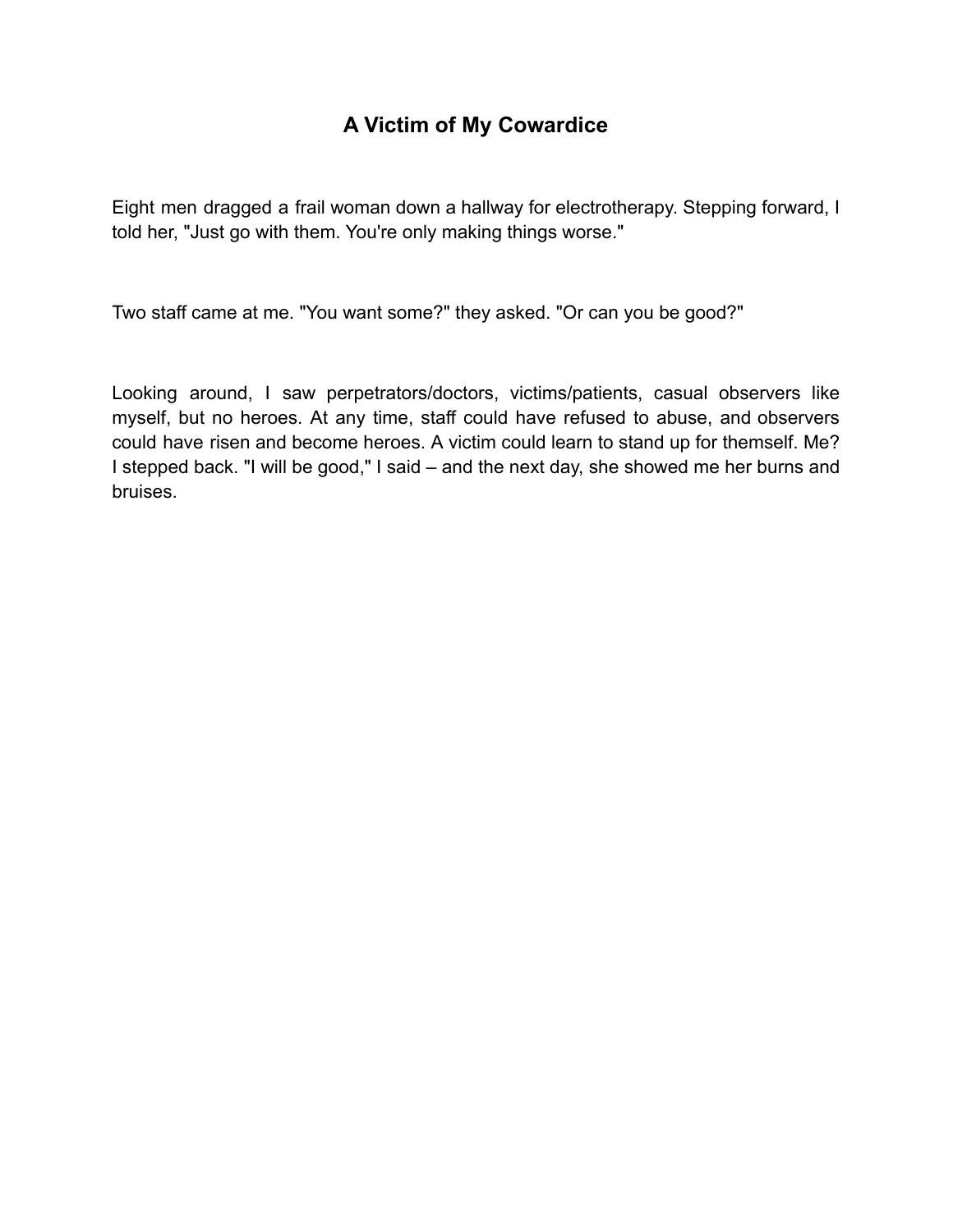# A Victim of My Cowardice

Eight men dragged a frail woman down a hallway for electrotherapy. Stepping forward, I told her, "Just go with them. You're only making things worse."

Two staff came at me. "You want some?" they asked. "Or can you be good?"

Looking around, I saw perpetrators/doctors, victims/patients, casual observers like myself, but no heroes. At any time, staff could have refused to abuse, and observers could have risen and become heroes. A victim could learn to stand up for themself. Me? I stepped back. "I will be good," I said – and the next day, she showed me her burns and bruises.